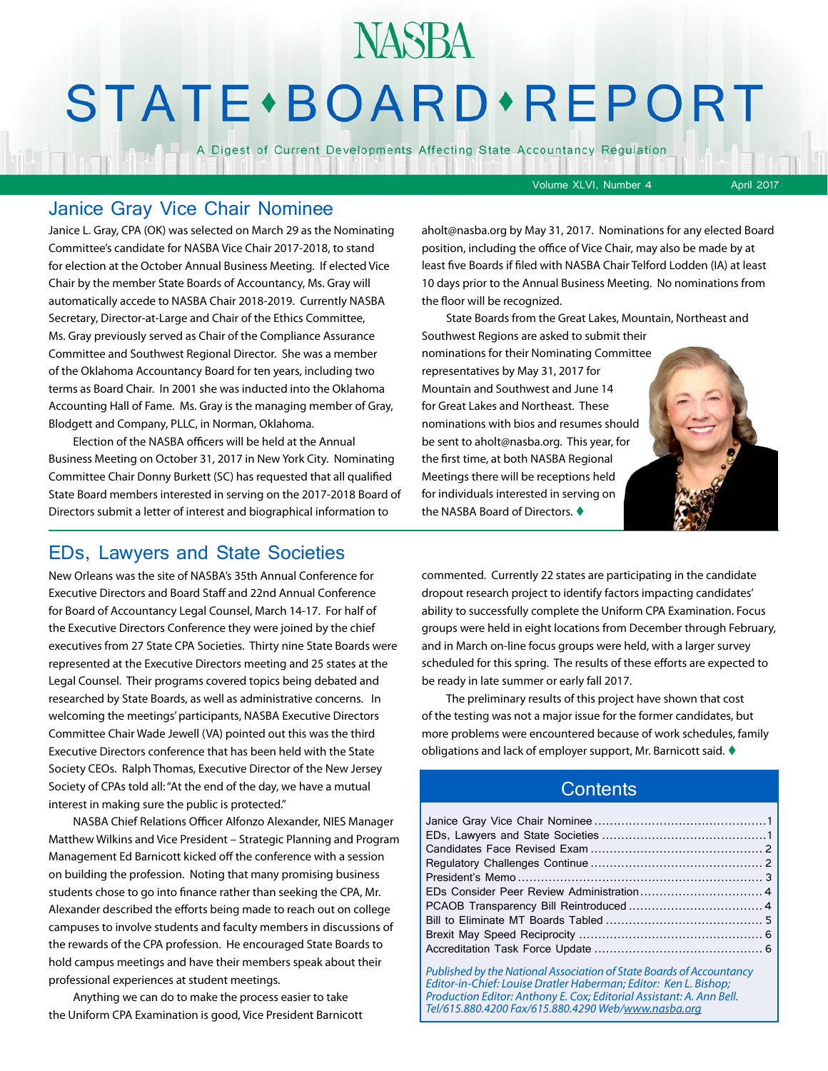# NASBA STATE♦BOARD♦REPORT

A Digest of Current Developments Affecting State Accountancy Regulation

Volume XLVI, Number 4 April 2017

## Janice Gray Vice Chair Nominee

Janice L. Gray, CPA (OK) was selected on March 29 as the Nominating Committee's candidate for NASBA Vice Chair 2017-2018, to stand for election at the October Annual Business Meeting. If elected Vice Chair by the member State Boards of Accountancy, Ms. Gray will automatically accede to NASBA Chair 2018-2019. Currently NASBA Secretary, Director-at-Large and Chair of the Ethics Committee, Ms. Gray previously served as Chair of the Compliance Assurance Committee and Southwest Regional Director. She was a member of the Oklahoma Accountancy Board for ten years, including two terms as Board Chair. In 2001 she was inducted into the Oklahoma Accounting Hall of Fame. Ms. Gray is the managing member of Gray, Blodgett and Company, PLLC, in Norman, Oklahoma.

Election of the NASBA officers will be held at the Annual Business Meeting on October 31, 2017 in New York City. Nominating Committee Chair Donny Burkett (SC) has requested that all qualified State Board members interested in serving on the 2017-2018 Board of Directors submit a letter of interest and biographical information to aholt@nasba.org by May 31, 2017. Nominations for any elected Board position, including the office of Vice Chair, may also be made by at least five Boards if filed with NASBA Chair Telford Lodden (IA) at least 10 days prior to the Annual Business Meeting. No nominations from the floor will be recognized.

State Boards from the Great Lakes, Mountain, Northeast and Southwest Regions are asked to submit their nominations for their Nominating Committee representatives by May 31, 2017 for Mountain and Southwest and June 14 for Great Lakes and Northeast. These nominations with bios and resumes should be sent to aholt@nasba.org. This year, for the first time, at both NASBA Regional Meetings there will be receptions held for individuals interested in serving on the NASBA Board of Directors. ♦

## EDs, Lawyers and State Societies

New Orleans was the site of NASBA's 35th Annual Conference for Executive Directors and Board Staff and 22nd Annual Conference for Board of Accountancy Legal Counsel, March 14-17. For half of the Executive Directors Conference they were joined by the chief executives from 27 State CPA Societies. Thirty nine State Boards were represented at the Executive Directors meeting and 25 states at the Legal Counsel. Their programs covered topics being debated and researched by State Boards, as well as administrative concerns. In welcoming the meetings' participants, NASBA Executive Directors Committee Chair Wade Jewell (VA) pointed out this was the third Executive Directors conference that has been held with the State Society CEOs. Ralph Thomas, Executive Director of the New Jersey Society of CPAs told all: "At the end of the day, we have a mutual interest in making sure the public is protected."

NASBA Chief Relations Officer Alfonzo Alexander, NIES Manager Matthew Wilkins and Vice President – Strategic Planning and Program Management Ed Barnicott kicked off the conference with a session on building the profession. Noting that many promising business students chose to go into finance rather than seeking the CPA, Mr. Alexander described the efforts being made to reach out on college campuses to involve students and faculty members in discussions of the rewards of the CPA profession. He encouraged State Boards to hold campus meetings and have their members speak about their professional experiences at student meetings.

Anything we can do to make the process easier to take the Uniform CPA Examination is good, Vice President Barnicott commented. Currently 22 states are participating in the candidate dropout research project to identify factors impacting candidates' ability to successfully complete the Uniform CPA Examination. Focus groups were held in eight locations from December through February, and in March on-line focus groups were held, with a larger survey scheduled for this spring. The results of these efforts are expected to be ready in late summer or early fall 2017.

The preliminary results of this project have shown that cost of the testing was not a major issue for the former candidates, but more problems were encountered because of work schedules, family obligations and lack of employer support, Mr. Barnicott said. ♦

## Contents

- Janice Gray Vice Chair Nominee ....1
- EDs, Lawyers and State Societies ....1
- Candidates Face Revised Exam ....2
- Regulatory Challenges Continue ....2
- President's Memo ....3
- EDs Consider Peer Review Administration ....4
- PCAOB Transparency Bill Reintroduced ....4
- Bill to Eliminate MT Boards Tabled ....5
- Brexit May Speed Reciprocity ....6
- Accreditation Task Force Update ....6

*Published by the National Association of State Boards of Accountancy*
*Editor-in-Chief: Louise Dratler Haberman; Editor: Ken L. Bishop;*
*Production Editor: Anthony E. Cox; Editorial Assistant: A. Ann Bell.*
*Tel/615.880.4200 Fax/615.880.4290 Web/www.nasba.org*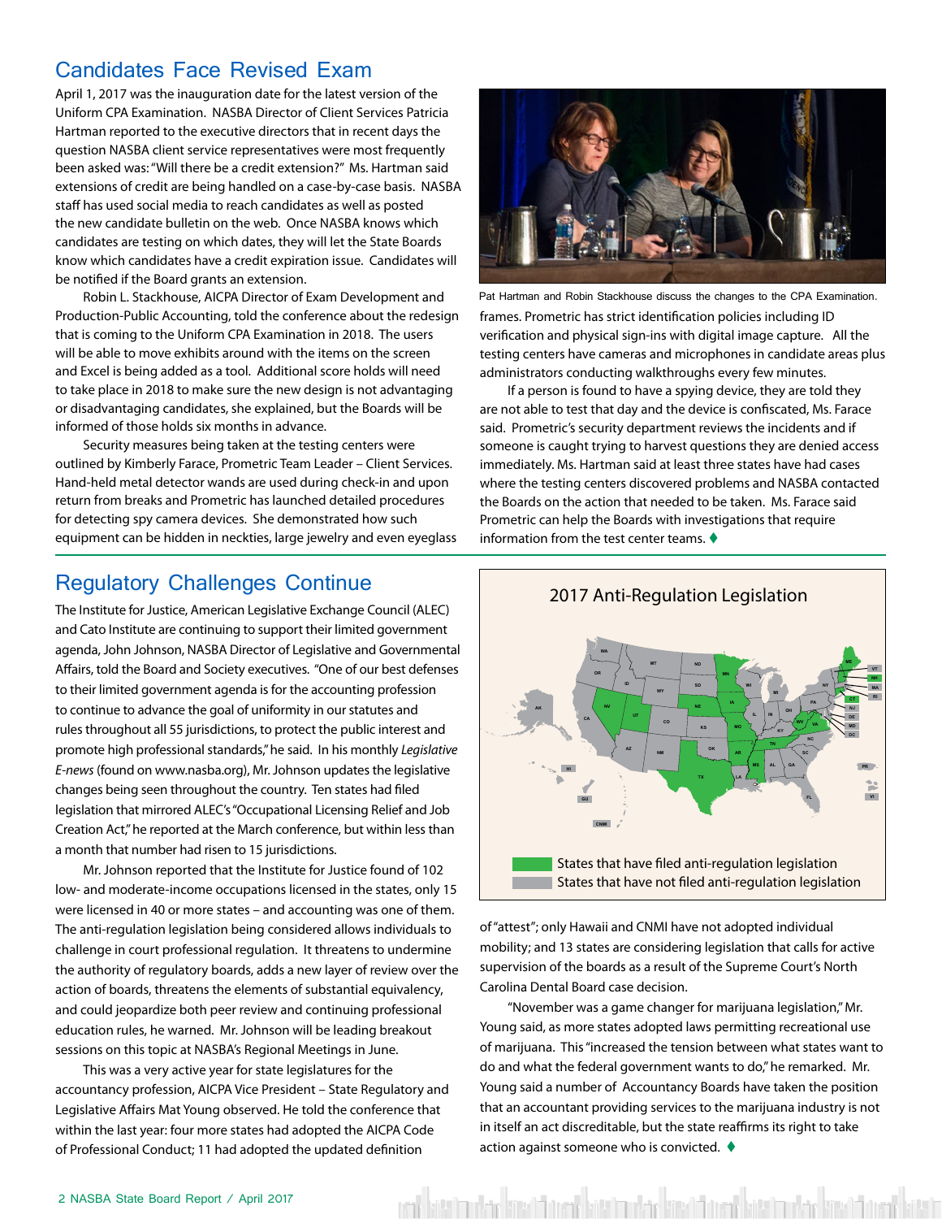## Candidates Face Revised Exam

April 1, 2017 was the inauguration date for the latest version of the Uniform CPA Examination. NASBA Director of Client Services Patricia Hartman reported to the executive directors that in recent days the question NASBA client service representatives were most frequently been asked was: "Will there be a credit extension?" Ms. Hartman said extensions of credit are being handled on a case-by-case basis. NASBA staff has used social media to reach candidates as well as posted the new candidate bulletin on the web. Once NASBA knows which candidates are testing on which dates, they will let the State Boards know which candidates have a credit expiration issue. Candidates will be notified if the Board grants an extension.

Robin L. Stackhouse, AICPA Director of Exam Development and Production-Public Accounting, told the conference about the redesign that is coming to the Uniform CPA Examination in 2018. The users will be able to move exhibits around with the items on the screen and Excel is being added as a tool. Additional score holds will need to take place in 2018 to make sure the new design is not advantaging or disadvantaging candidates, she explained, but the Boards will be informed of those holds six months in advance.

Security measures being taken at the testing centers were outlined by Kimberly Farace, Prometric Team Leader – Client Services. Hand-held metal detector wands are used during check-in and upon return from breaks and Prometric has launched detailed procedures for detecting spy camera devices. She demonstrated how such equipment can be hidden in neckties, large jewelry and even eyeglass frames. Prometric has strict identification policies including ID verification and physical sign-ins with digital image capture. All the testing centers have cameras and microphones in candidate areas plus administrators conducting walkthroughs every few minutes.

Pat Hartman and Robin Stackhouse discuss the changes to the CPA Examination.

If a person is found to have a spying device, they are told they are not able to test that day and the device is confiscated, Ms. Farace said. Prometric's security department reviews the incidents and if someone is caught trying to harvest questions they are denied access immediately. Ms. Hartman said at least three states have had cases where the testing centers discovered problems and NASBA contacted the Boards on the action that needed to be taken. Ms. Farace said Prometric can help the Boards with investigations that require information from the test center teams. ♦

## Regulatory Challenges Continue

The Institute for Justice, American Legislative Exchange Council (ALEC) and Cato Institute are continuing to support their limited government agenda, John Johnson, NASBA Director of Legislative and Governmental Affairs, told the Board and Society executives. "One of our best defenses to their limited government agenda is for the accounting profession to continue to advance the goal of uniformity in our statutes and rules throughout all 55 jurisdictions, to protect the public interest and promote high professional standards," he said. In his monthly *Legislative E-news* (found on www.nasba.org), Mr. Johnson updates the legislative changes being seen throughout the country. Ten states had filed legislation that mirrored ALEC's "Occupational Licensing Relief and Job Creation Act," he reported at the March conference, but within less than a month that number had risen to 15 jurisdictions.

Mr. Johnson reported that the Institute for Justice found of 102 low- and moderate-income occupations licensed in the states, only 15 were licensed in 40 or more states – and accounting was one of them. The anti-regulation legislation being considered allows individuals to challenge in court professional regulation. It threatens to undermine the authority of regulatory boards, adds a new layer of review over the action of boards, threatens the elements of substantial equivalency, and could jeopardize both peer review and continuing professional education rules, he warned. Mr. Johnson will be leading breakout sessions on this topic at NASBA's Regional Meetings in June.

This was a very active year for state legislatures for the accountancy profession, AICPA Vice President – State Regulatory and Legislative Affairs Mat Young observed. He told the conference that within the last year: four more states had adopted the AICPA Code of Professional Conduct; 11 had adopted the updated definition of "attest"; only Hawaii and CNMI have not adopted individual mobility; and 13 states are considering legislation that calls for active supervision of the boards as a result of the Supreme Court's North Carolina Dental Board case decision.

**2017 Anti-Regulation Legislation**

States that have filed anti-regulation legislation
States that have not filed anti-regulation legislation

"November was a game changer for marijuana legislation," Mr. Young said, as more states adopted laws permitting recreational use of marijuana. This "increased the tension between what states want to do and what the federal government wants to do," he remarked. Mr. Young said a number of Accountancy Boards have taken the position that an accountant providing services to the marijuana industry is not in itself an act discreditable, but the state reaffirms its right to take action against someone who is convicted. ♦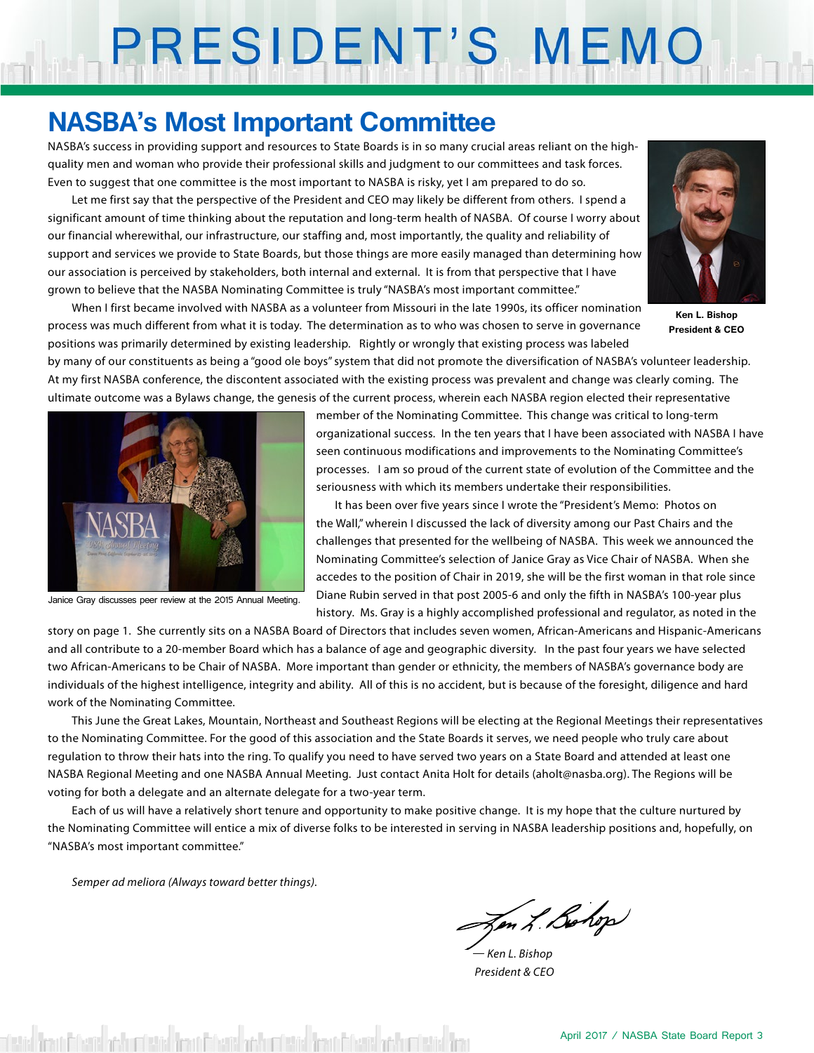# PRESIDENT'S MEMO

## NASBA's Most Important Committee

NASBA's success in providing support and resources to State Boards is in so many crucial areas reliant on the high-quality men and woman who provide their professional skills and judgment to our committees and task forces. Even to suggest that one committee is the most important to NASBA is risky, yet I am prepared to do so.

Let me first say that the perspective of the President and CEO may likely be different from others. I spend a significant amount of time thinking about the reputation and long-term health of NASBA. Of course I worry about our financial wherewithal, our infrastructure, our staffing and, most importantly, the quality and reliability of support and services we provide to State Boards, but those things are more easily managed than determining how our association is perceived by stakeholders, both internal and external. It is from that perspective that I have grown to believe that the NASBA Nominating Committee is truly "NASBA's most important committee."

Ken L. Bishop
President & CEO

When I first became involved with NASBA as a volunteer from Missouri in the late 1990s, its officer nomination process was much different from what it is today. The determination as to who was chosen to serve in governance positions was primarily determined by existing leadership. Rightly or wrongly that existing process was labeled by many of our constituents as being a "good ole boys" system that did not promote the diversification of NASBA's volunteer leadership. At my first NASBA conference, the discontent associated with the existing process was prevalent and change was clearly coming. The ultimate outcome was a Bylaws change, the genesis of the current process, wherein each NASBA region elected their representative member of the Nominating Committee. This change was critical to long-term organizational success. In the ten years that I have been associated with NASBA I have seen continuous modifications and improvements to the Nominating Committee's processes. I am so proud of the current state of evolution of the Committee and the seriousness with which its members undertake their responsibilities.

Janice Gray discusses peer review at the 2015 Annual Meeting.

It has been over five years since I wrote the "President's Memo: Photos on the Wall," wherein I discussed the lack of diversity among our Past Chairs and the challenges that presented for the wellbeing of NASBA. This week we announced the Nominating Committee's selection of Janice Gray as Vice Chair of NASBA. When she accedes to the position of Chair in 2019, she will be the first woman in that role since Diane Rubin served in that post 2005-6 and only the fifth in NASBA's 100-year plus history. Ms. Gray is a highly accomplished professional and regulator, as noted in the story on page 1. She currently sits on a NASBA Board of Directors that includes seven women, African-Americans and Hispanic-Americans and all contribute to a 20-member Board which has a balance of age and geographic diversity. In the past four years we have selected two African-Americans to be Chair of NASBA. More important than gender or ethnicity, the members of NASBA's governance body are individuals of the highest intelligence, integrity and ability. All of this is no accident, but is because of the foresight, diligence and hard work of the Nominating Committee.

This June the Great Lakes, Mountain, Northeast and Southeast Regions will be electing at the Regional Meetings their representatives to the Nominating Committee. For the good of this association and the State Boards it serves, we need people who truly care about regulation to throw their hats into the ring. To qualify you need to have served two years on a State Board and attended at least one NASBA Regional Meeting and one NASBA Annual Meeting. Just contact Anita Holt for details (aholt@nasba.org). The Regions will be voting for both a delegate and an alternate delegate for a two-year term.

Each of us will have a relatively short tenure and opportunity to make positive change. It is my hope that the culture nurtured by the Nominating Committee will entice a mix of diverse folks to be interested in serving in NASBA leadership positions and, hopefully, on "NASBA's most important committee."

*Semper ad meliora (Always toward better things).*

*— Ken L. Bishop*
*President & CEO*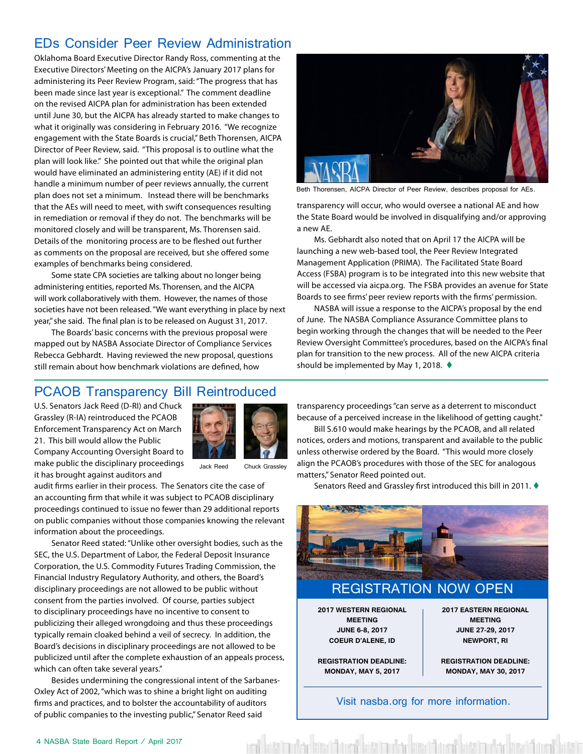## EDs Consider Peer Review Administration

Oklahoma Board Executive Director Randy Ross, commenting at the Executive Directors' Meeting on the AICPA's January 2017 plans for administering its Peer Review Program, said: "The progress that has been made since last year is exceptional." The comment deadline on the revised AICPA plan for administration has been extended until June 30, but the AICPA has already started to make changes to what it originally was considering in February 2016. "We recognize engagement with the State Boards is crucial," Beth Thorensen, AICPA Director of Peer Review, said. "This proposal is to outline what the plan will look like." She pointed out that while the original plan would have eliminated an administering entity (AE) if it did not handle a minimum number of peer reviews annually, the current plan does not set a minimum. Instead there will be benchmarks that the AEs will need to meet, with swift consequences resulting in remediation or removal if they do not. The benchmarks will be monitored closely and will be transparent, Ms. Thorensen said. Details of the monitoring process are to be fleshed out further as comments on the proposal are received, but she offered some examples of benchmarks being considered.

Some state CPA societies are talking about no longer being administering entities, reported Ms. Thorensen, and the AICPA will work collaboratively with them. However, the names of those societies have not been released. "We want everything in place by next year," she said. The final plan is to be released on August 31, 2017.

The Boards' basic concerns with the previous proposal were mapped out by NASBA Associate Director of Compliance Services Rebecca Gebhardt. Having reviewed the new proposal, questions still remain about how benchmark violations are defined, how transparency will occur, who would oversee a national AE and how the State Board would be involved in disqualifying and/or approving a new AE.

Beth Thorensen, AICPA Director of Peer Review, describes proposal for AEs.

Ms. Gebhardt also noted that on April 17 the AICPA will be launching a new web-based tool, the Peer Review Integrated Management Application (PRIMA). The Facilitated State Board Access (FSBA) program is to be integrated into this new website that will be accessed via aicpa.org. The FSBA provides an avenue for State Boards to see firms' peer review reports with the firms' permission.

NASBA will issue a response to the AICPA's proposal by the end of June. The NASBA Compliance Assurance Committee plans to begin working through the changes that will be needed to the Peer Review Oversight Committee's procedures, based on the AICPA's final plan for transition to the new process. All of the new AICPA criteria should be implemented by May 1, 2018. ♦

## PCAOB Transparency Bill Reintroduced

U.S. Senators Jack Reed (D-RI) and Chuck Grassley (R-IA) reintroduced the PCAOB Enforcement Transparency Act on March 21. This bill would allow the Public Company Accounting Oversight Board to make public the disciplinary proceedings it has brought against auditors and audit firms earlier in their process. The Senators cite the case of an accounting firm that while it was subject to PCAOB disciplinary proceedings continued to issue no fewer than 29 additional reports on public companies without those companies knowing the relevant information about the proceedings.

Jack Reed Chuck Grassley

Senator Reed stated: "Unlike other oversight bodies, such as the SEC, the U.S. Department of Labor, the Federal Deposit Insurance Corporation, the U.S. Commodity Futures Trading Commission, the Financial Industry Regulatory Authority, and others, the Board's disciplinary proceedings are not allowed to be public without consent from the parties involved. Of course, parties subject to disciplinary proceedings have no incentive to consent to publicizing their alleged wrongdoing and thus these proceedings typically remain cloaked behind a veil of secrecy. In addition, the Board's decisions in disciplinary proceedings are not allowed to be publicized until after the complete exhaustion of an appeals process, which can often take several years."

Besides undermining the congressional intent of the Sarbanes-Oxley Act of 2002, "which was to shine a bright light on auditing firms and practices, and to bolster the accountability of auditors of public companies to the investing public," Senator Reed said transparency proceedings "can serve as a deterrent to misconduct because of a perceived increase in the likelihood of getting caught."

Bill S.610 would make hearings by the PCAOB, and all related notices, orders and motions, transparent and available to the public unless otherwise ordered by the Board. "This would more closely align the PCAOB's procedures with those of the SEC for analogous matters," Senator Reed pointed out.

Senators Reed and Grassley first introduced this bill in 2011. ♦

## REGISTRATION NOW OPEN

| 2017 WESTERN REGIONAL MEETING | 2017 EASTERN REGIONAL MEETING |
|---|---|
| JUNE 6-8, 2017 | JUNE 27-29, 2017 |
| COEUR D'ALENE, ID | NEWPORT, RI |
| REGISTRATION DEADLINE: MONDAY, MAY 5, 2017 | REGISTRATION DEADLINE: MONDAY, MAY 30, 2017 |

Visit nasba.org for more information.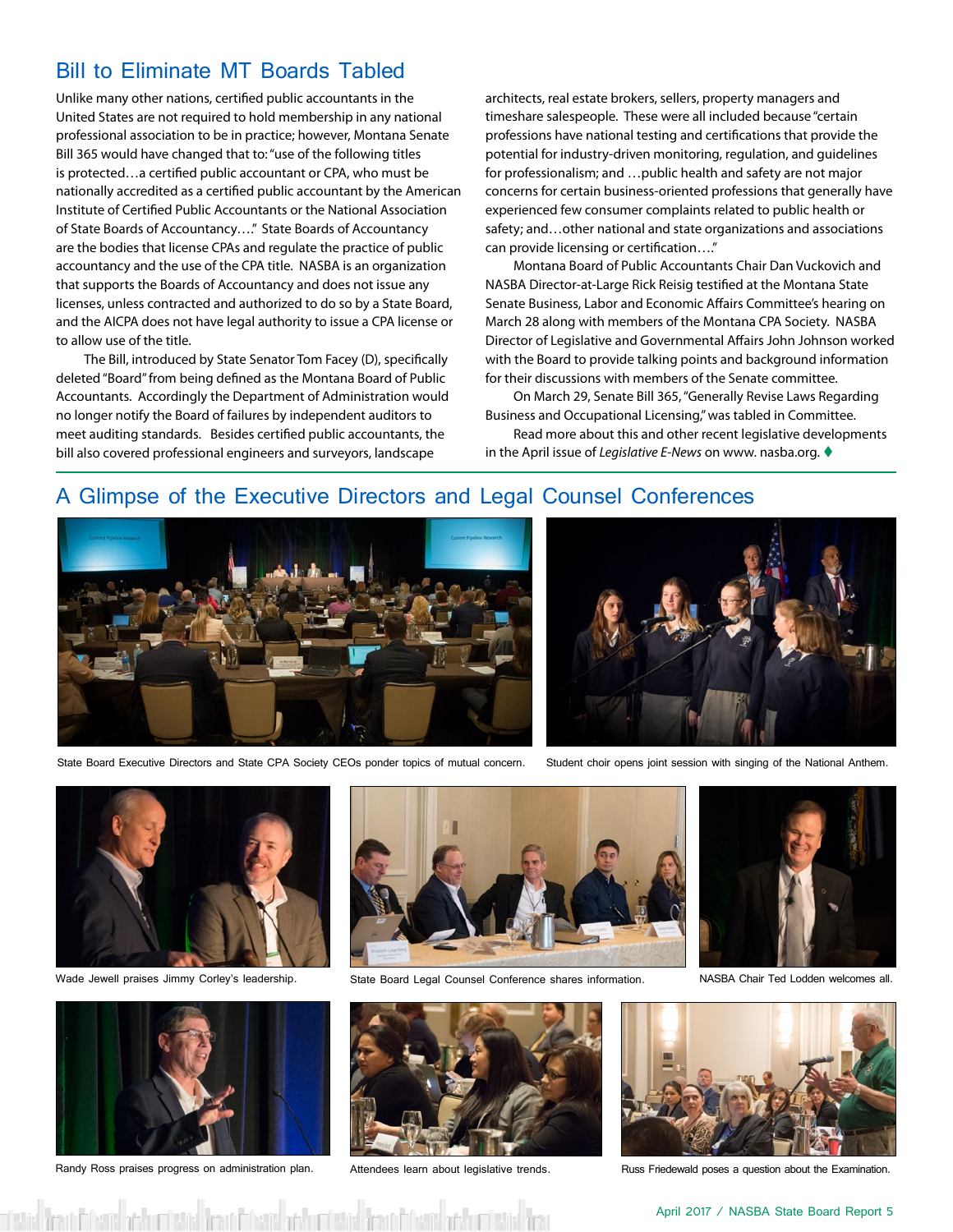## Bill to Eliminate MT Boards Tabled

Unlike many other nations, certified public accountants in the United States are not required to hold membership in any national professional association to be in practice; however, Montana Senate Bill 365 would have changed that to: "use of the following titles is protected…a certified public accountant or CPA, who must be nationally accredited as a certified public accountant by the American Institute of Certified Public Accountants or the National Association of State Boards of Accountancy…." State Boards of Accountancy are the bodies that license CPAs and regulate the practice of public accountancy and the use of the CPA title. NASBA is an organization that supports the Boards of Accountancy and does not issue any licenses, unless contracted and authorized to do so by a State Board, and the AICPA does not have legal authority to issue a CPA license or to allow use of the title.

The Bill, introduced by State Senator Tom Facey (D), specifically deleted "Board" from being defined as the Montana Board of Public Accountants. Accordingly the Department of Administration would no longer notify the Board of failures by independent auditors to meet auditing standards. Besides certified public accountants, the bill also covered professional engineers and surveyors, landscape architects, real estate brokers, sellers, property managers and timeshare salespeople. These were all included because "certain professions have national testing and certifications that provide the potential for industry-driven monitoring, regulation, and guidelines for professionalism; and …public health and safety are not major concerns for certain business-oriented professions that generally have experienced few consumer complaints related to public health or safety; and…other national and state organizations and associations can provide licensing or certification…."

Montana Board of Public Accountants Chair Dan Vuckovich and NASBA Director-at-Large Rick Reisig testified at the Montana State Senate Business, Labor and Economic Affairs Committee's hearing on March 28 along with members of the Montana CPA Society. NASBA Director of Legislative and Governmental Affairs John Johnson worked with the Board to provide talking points and background information for their discussions with members of the Senate committee.

On March 29, Senate Bill 365, "Generally Revise Laws Regarding Business and Occupational Licensing," was tabled in Committee.

Read more about this and other recent legislative developments in the April issue of *Legislative E-News* on www. nasba.org. ♦

## A Glimpse of the Executive Directors and Legal Counsel Conferences

State Board Executive Directors and State CPA Society CEOs ponder topics of mutual concern.

Student choir opens joint session with singing of the National Anthem.

Wade Jewell praises Jimmy Corley's leadership.

State Board Legal Counsel Conference shares information.

NASBA Chair Ted Lodden welcomes all.

Randy Ross praises progress on administration plan.

Attendees learn about legislative trends.

Russ Friedewald poses a question about the Examination.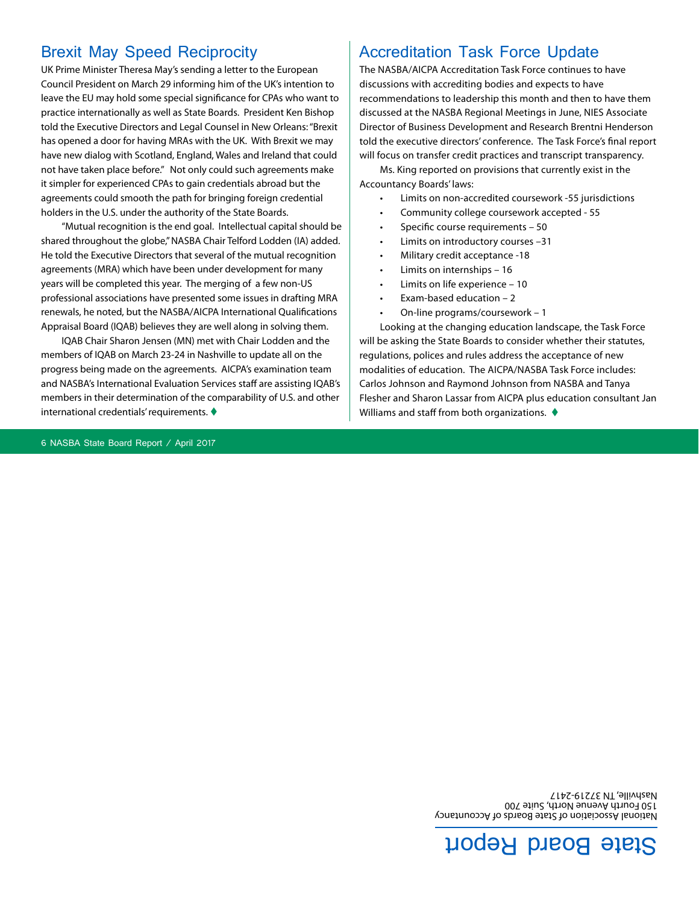## Brexit May Speed Reciprocity

UK Prime Minister Theresa May's sending a letter to the European Council President on March 29 informing him of the UK's intention to leave the EU may hold some special significance for CPAs who want to practice internationally as well as State Boards. President Ken Bishop told the Executive Directors and Legal Counsel in New Orleans: "Brexit has opened a door for having MRAs with the UK. With Brexit we may have new dialog with Scotland, England, Wales and Ireland that could not have taken place before." Not only could such agreements make it simpler for experienced CPAs to gain credentials abroad but the agreements could smooth the path for bringing foreign credential holders in the U.S. under the authority of the State Boards.

"Mutual recognition is the end goal. Intellectual capital should be shared throughout the globe," NASBA Chair Telford Lodden (IA) added. He told the Executive Directors that several of the mutual recognition agreements (MRA) which have been under development for many years will be completed this year. The merging of a few non-US professional associations have presented some issues in drafting MRA renewals, he noted, but the NASBA/AICPA International Qualifications Appraisal Board (IQAB) believes they are well along in solving them.

IQAB Chair Sharon Jensen (MN) met with Chair Lodden and the members of IQAB on March 23-24 in Nashville to update all on the progress being made on the agreements. AICPA's examination team and NASBA's International Evaluation Services staff are assisting IQAB's members in their determination of the comparability of U.S. and other international credentials' requirements. ♦

## Accreditation Task Force Update

The NASBA/AICPA Accreditation Task Force continues to have discussions with accrediting bodies and expects to have recommendations to leadership this month and then to have them discussed at the NASBA Regional Meetings in June, NIES Associate Director of Business Development and Research Brentni Henderson told the executive directors' conference. The Task Force's final report will focus on transfer credit practices and transcript transparency.

Ms. King reported on provisions that currently exist in the Accountancy Boards' laws:

- Limits on non-accredited coursework -55 jurisdictions
- Community college coursework accepted - 55
- Specific course requirements – 50
- Limits on introductory courses –31
- Military credit acceptance -18
- Limits on internships – 16
- Limits on life experience – 10
- Exam-based education – 2
- On-line programs/coursework – 1

Looking at the changing education landscape, the Task Force will be asking the State Boards to consider whether their statutes, regulations, polices and rules address the acceptance of new modalities of education. The AICPA/NASBA Task Force includes: Carlos Johnson and Raymond Johnson from NASBA and Tanya Flesher and Sharon Lassar from AICPA plus education consultant Jan Williams and staff from both organizations. ♦

State Board Report

National Association of State Boards of Accountancy
150 Fourth Avenue North, Suite 700
Nashville, TN 37219-2417